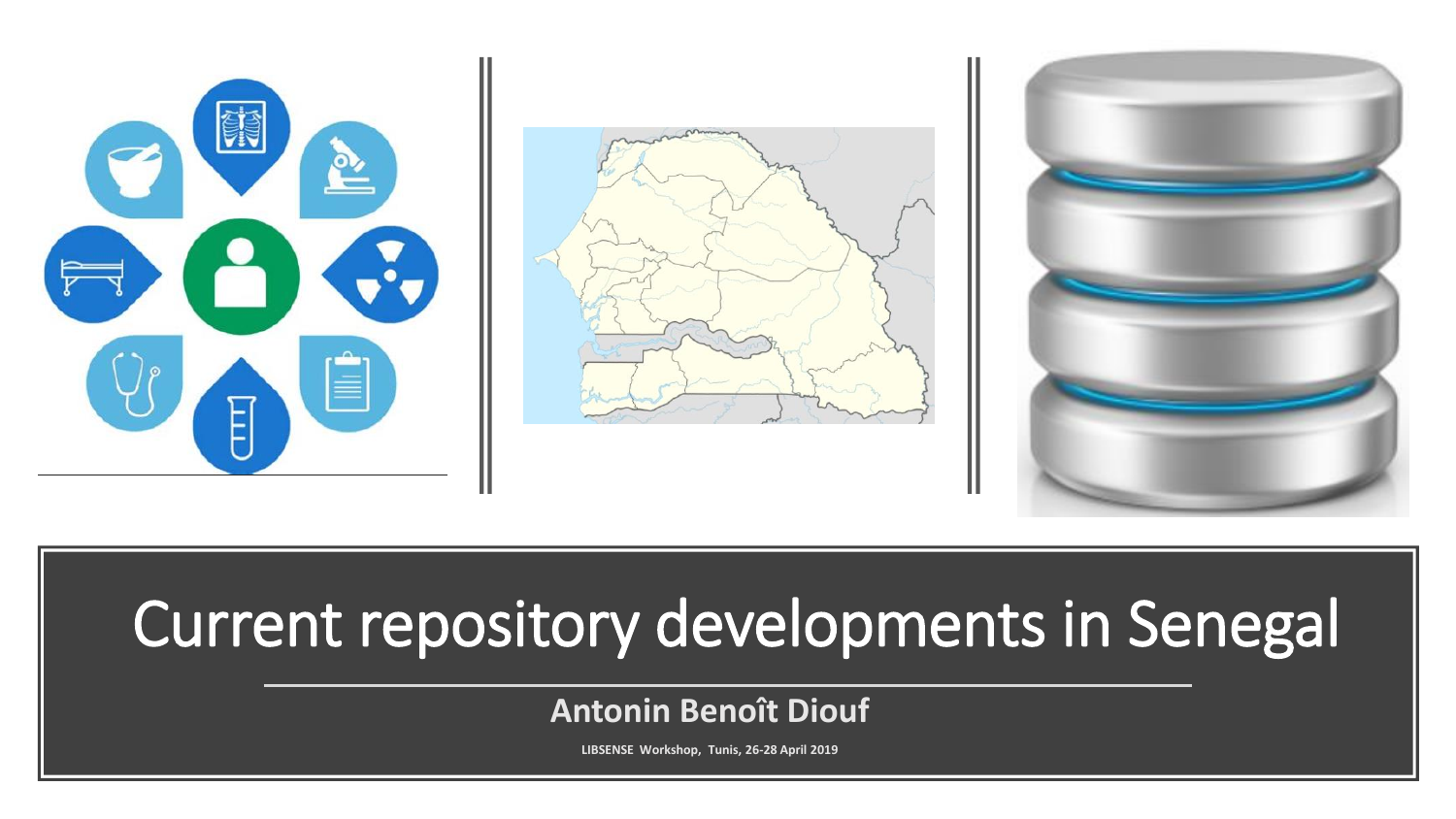# Current repository developments in Senegal

**Antonin Benoît Diouf**

**LIBSENSE Workshop, Tunis, 26-28 April 2019**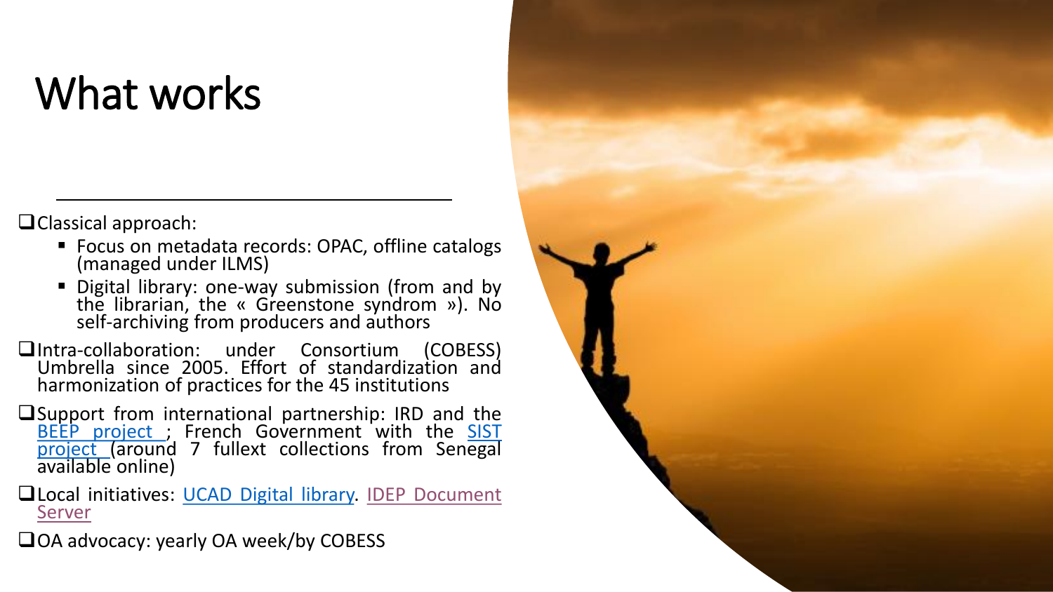# What works

- Classical approach:
  - Focus on metadata records: OPAC, offline catalogs (managed under ILMS)
  - Digital library: one-way submission (from and by the librarian, the « Greenstone syndrom »). No self-archiving from producers and authors
- Intra-collaboration: under Consortium (COBESS) Umbrella since 2005. Effort of standardization and harmonization of practices for the 45 institutions
- Support from international partnership: IRD and the BEEP project ; French Government with the SIST project (around 7 fullext collections from Senegal available online)
- Local initiatives: UCAD Digital library. IDEP Document Server
- OA advocacy: yearly OA week/by COBESS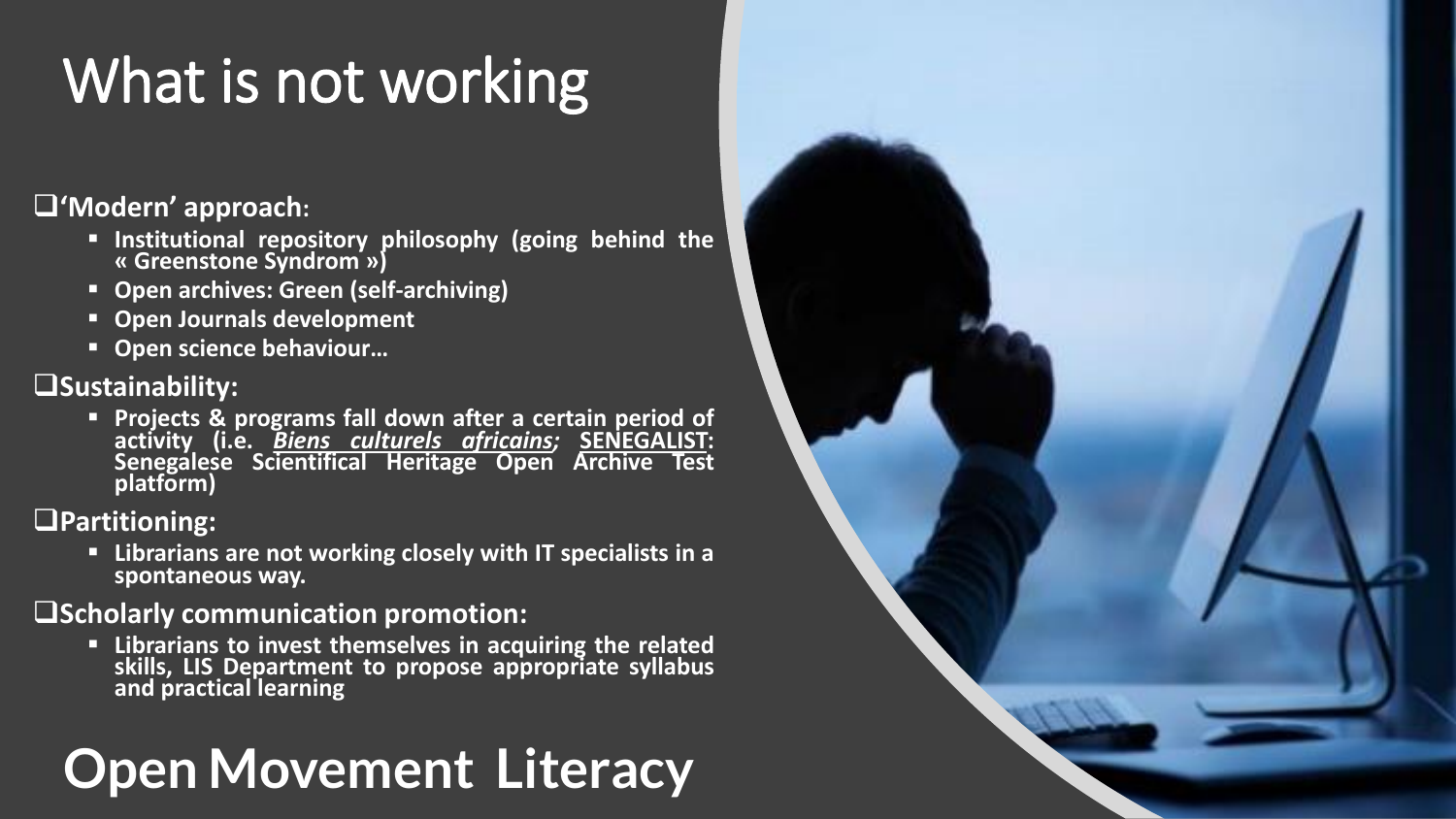# What is not working

- **'Modern' approach:**
  - **Institutional repository philosophy (going behind the « Greenstone Syndrom »)**
  - **Open archives: Green (self-archiving)**
  - **Open Journals development**
  - **Open science behaviour…**
- **Sustainability:**
  - **Projects & programs fall down after a certain period of activity (i.e. *Biens culturels africains*; SENEGALIST: Senegalese Scientifical Heritage Open Archive Test platform)**
- **Partitioning:**
  - **Librarians are not working closely with IT specialists in a spontaneous way.**
- **Scholarly communication promotion:**
  - **Librarians to invest themselves in acquiring the related skills, LIS Department to propose appropriate syllabus and practical learning**

## Open Movement Literacy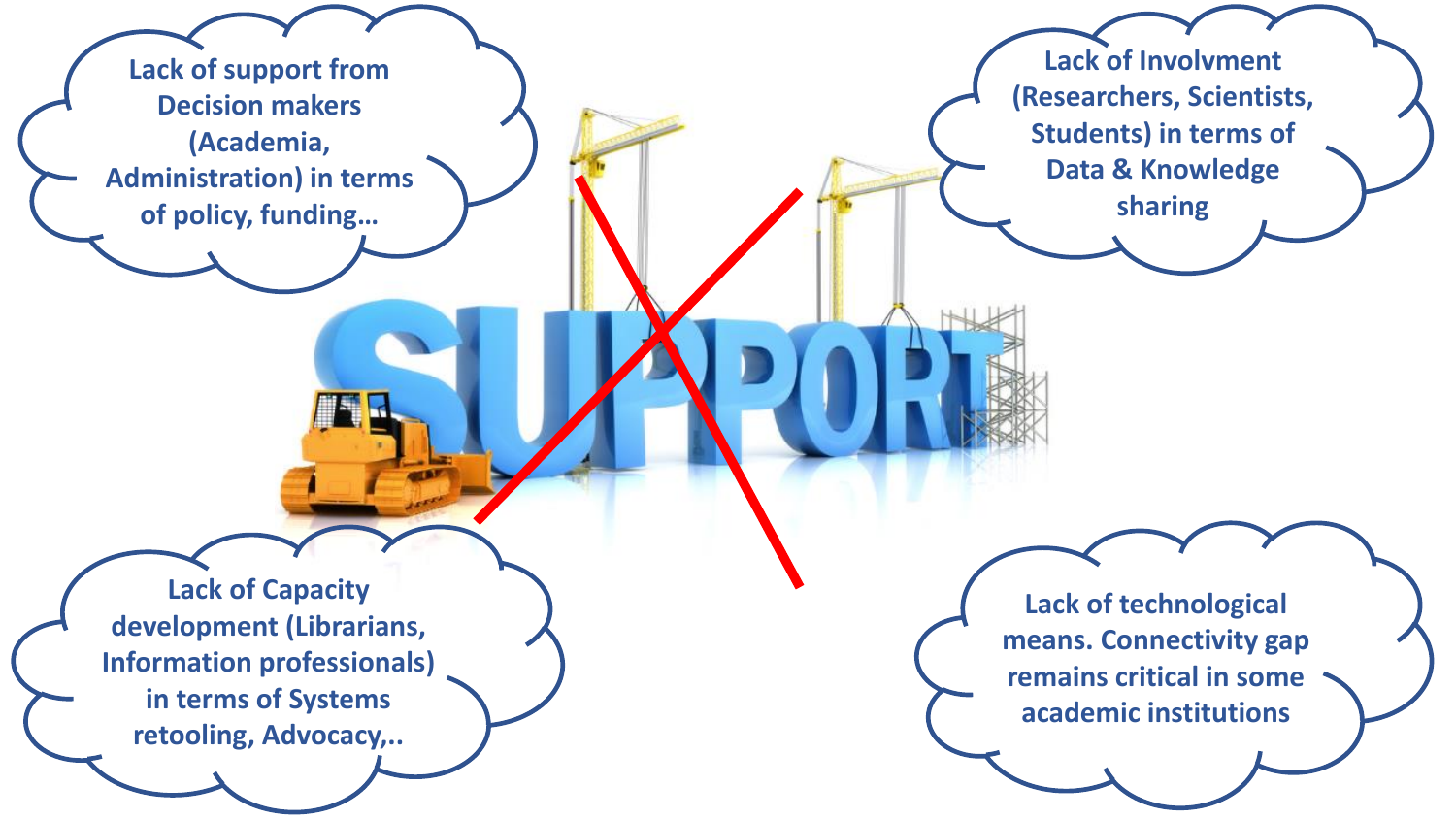Lack of support from Decision makers (Academia, Administration) in terms of policy, funding…

Lack of Involvment (Researchers, Scientists, Students) in terms of Data & Knowledge sharing

SUPPORT

Lack of Capacity development (Librarians, Information professionals) in terms of Systems retooling, Advocacy,..

Lack of technological means. Connectivity gap remains critical in some academic institutions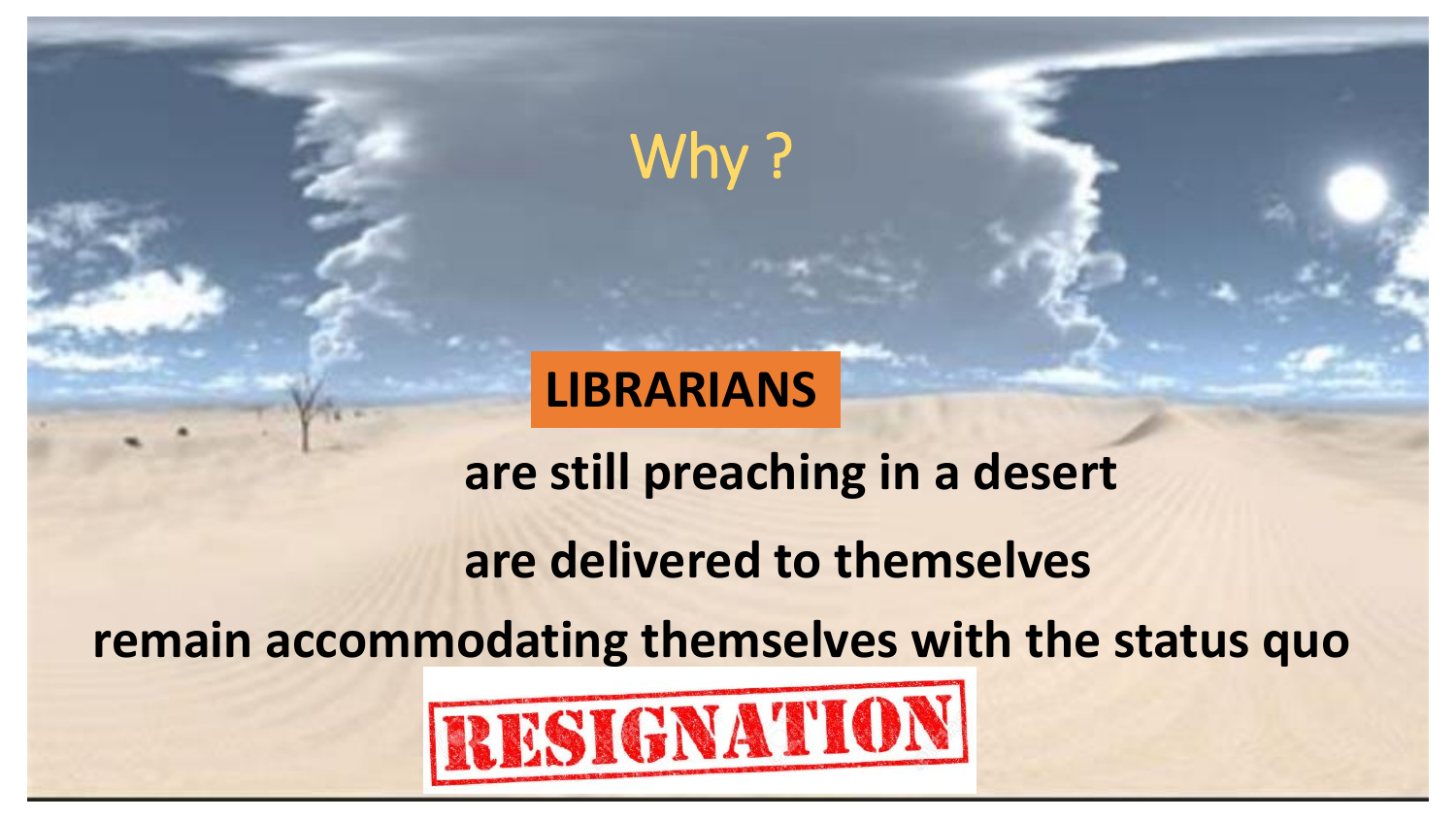# Why ?

**LIBRARIANS**

**are still preaching in a desert**

**are delivered to themselves**

**remain accommodating themselves with the status quo**

**RESIGNATION**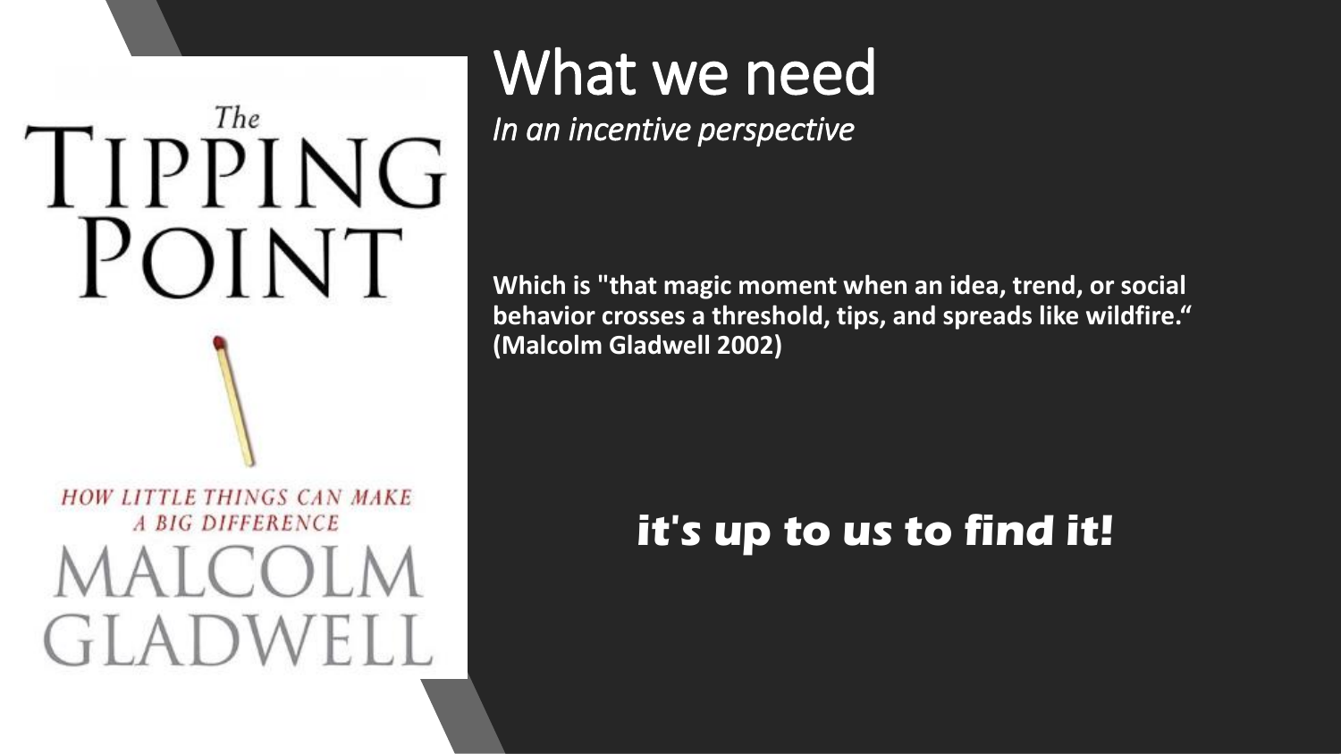# What we need

*In an incentive perspective*

**Which is "that magic moment when an idea, trend, or social behavior crosses a threshold, tips, and spreads like wildfire." (Malcolm Gladwell 2002)**

**it's up to us to find it!**

The Tipping Point

How little things can make a big difference

Malcolm Gladwell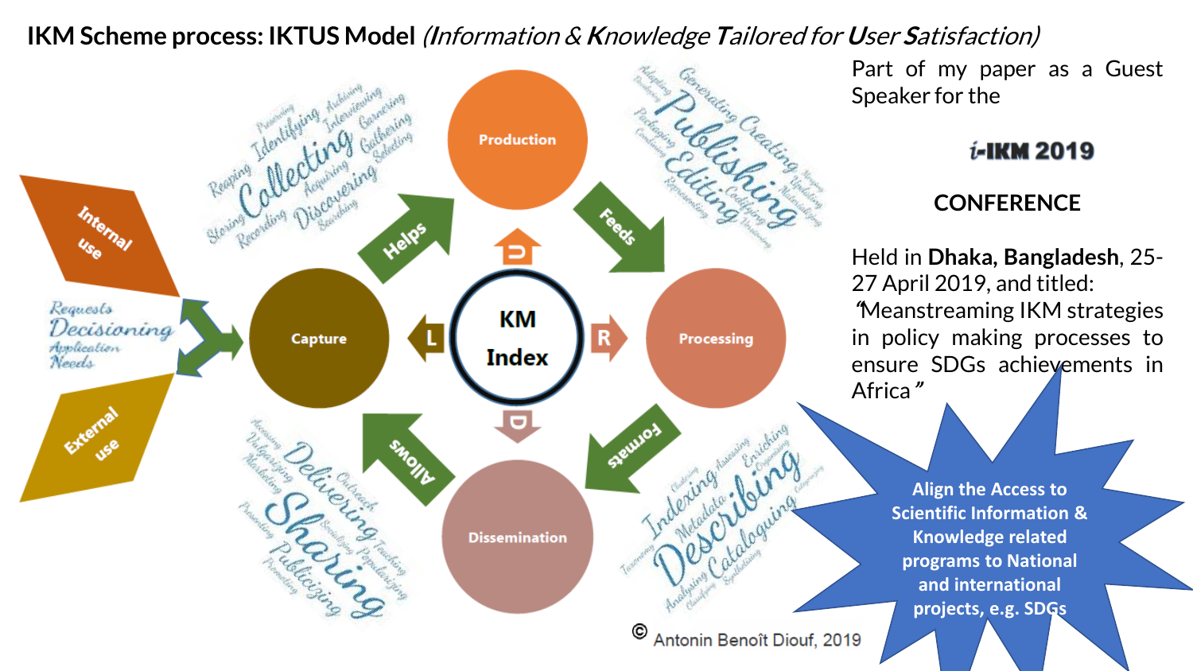# IKM Scheme process: IKTUS Model *(Information & Knowledge Tailored for User Satisfaction)*

Part of my paper as a Guest Speaker for the

**i-IKM 2019**

**CONFERENCE**

Held in **Dhaka, Bangladesh**, 25-27 April 2019, and titled: *"Meanstreaming IKM strategies in policy making processes to ensure SDGs achievements in Africa"*

Production

Processing

Dissemination

Capture

KM Index

U R D L

Helps

Feeds

Formats

Allows

Internal use

External use

Requests Decisioning Application Needs

Collecting Identifying Interviewing Garnering Gathering Selecting Discovering Searching Acquiring Recording Storing Reaping Preserving Archiving

Publishing Generating Creating Editing Packaging Adapting Developing Condensing Representing Codifying Designing Merging Uploading Materializing

Describing Indexing Metadata Cataloguing Analyzing Assessing Enriching Organizing Categorizing Clustering Taxonomy Classifying Synthesizing

Sharing Delivering Publicizing Accessing Valorizing Marketing Outreach Socializing Teaching Popularizing Presenting Promoting

**Align the Access to Scientific Information & Knowledge related programs to National and international projects, e.g. SDGs**

© Antonin Benoît Diouf, 2019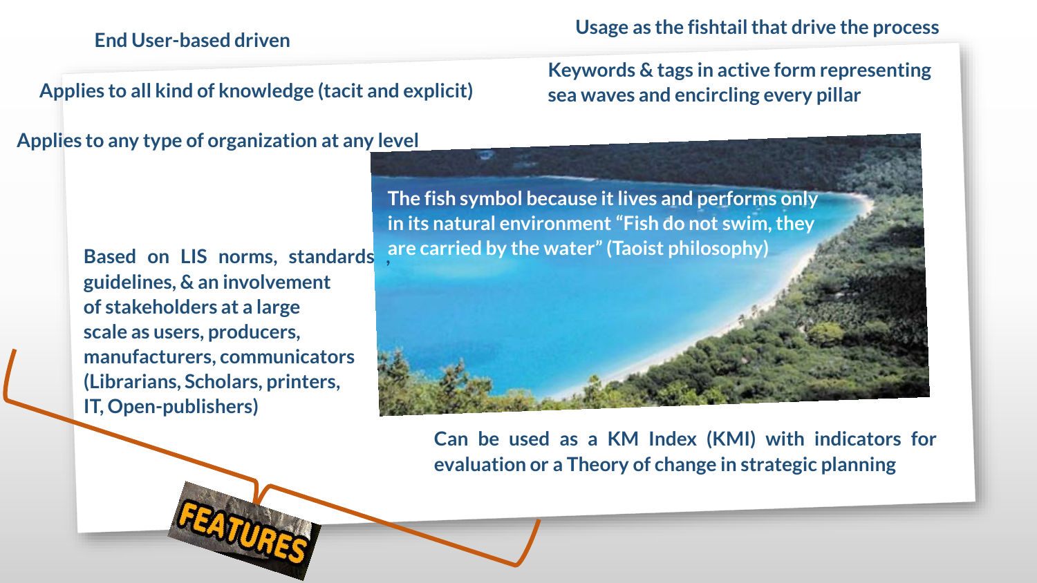# FEATURES

- End User-based driven
- Usage as the fishtail that drive the process
- Applies to all kind of knowledge (tacit and explicit)
- Keywords & tags in active form representing sea waves and encircling every pillar
- Applies to any type of organization at any level
- The fish symbol because it lives and performs only in its natural environment "Fish do not swim, they are carried by the water" (Taoist philosophy)
- Based on LIS norms, standards, guidelines, & an involvement of stakeholders at a large scale as users, producers, manufacturers, communicators (Librarians, Scholars, printers, IT, Open-publishers)
- Can be used as a KM Index (KMI) with indicators for evaluation or a Theory of change in strategic planning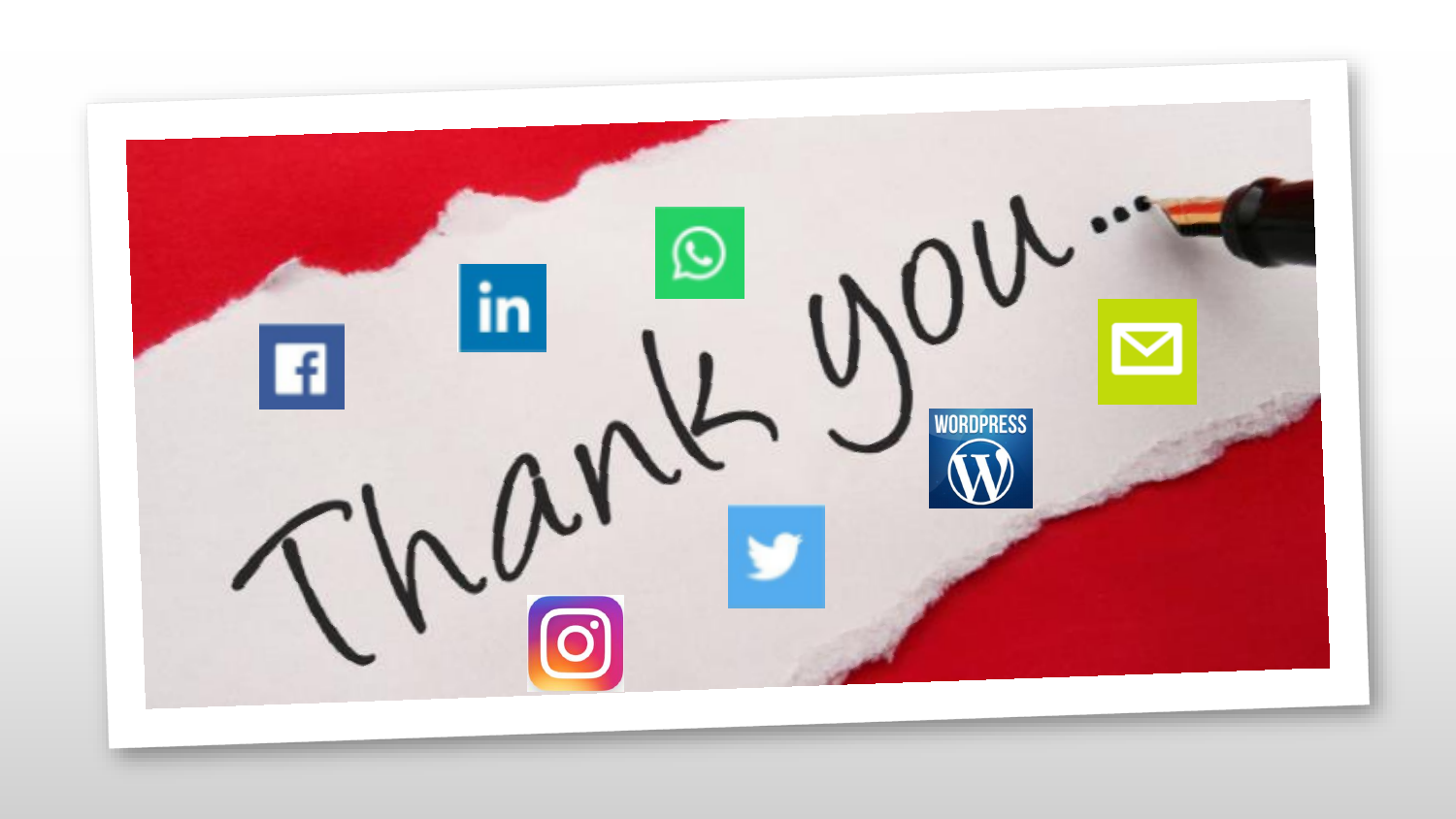Thank you…